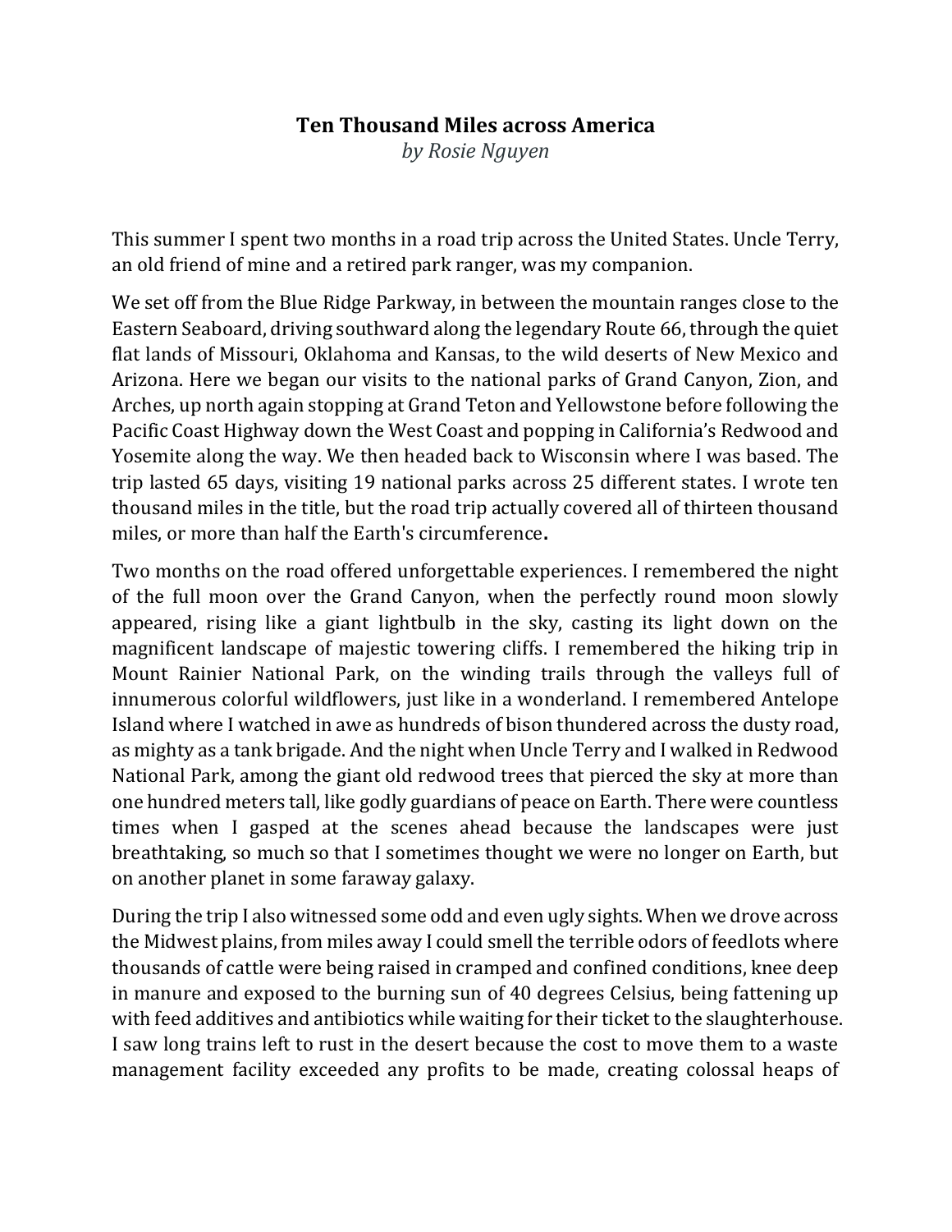**Ten Thousand Miles across America**

*by Rosie Nguyen*

This summer I spent two months in a road trip across the United States. Uncle Terry, an old friend of mine and a retired park ranger, was my companion.

We set off from the Blue Ridge Parkway, in between the mountain ranges close to the Eastern Seaboard, driving southward along the legendary Route 66, through the quiet flat lands of Missouri, Oklahoma and Kansas, to the wild deserts of New Mexico and Arizona. Here we began our visits to the national parks of Grand Canyon, Zion, and Arches, up north again stopping at Grand Teton and Yellowstone before following the Pacific Coast Highway down the West Coast and popping in California's Redwood and Yosemite along the way. We then headed back to Wisconsin where I was based. The trip lasted 65 days, visiting 19 national parks across 25 different states. I wrote ten thousand miles in the title, but the road trip actually covered all of thirteen thousand miles, or more than half the Earth's circumference**.**

Two months on the road offered unforgettable experiences. I remembered the night of the full moon over the Grand Canyon, when the perfectly round moon slowly appeared, rising like a giant lightbulb in the sky, casting its light down on the magnificent landscape of majestic towering cliffs. I remembered the hiking trip in Mount Rainier National Park, on the winding trails through the valleys full of innumerous colorful wildflowers, just like in a wonderland. I remembered Antelope Island where I watched in awe as hundreds of bison thundered across the dusty road, as mighty as a tank brigade. And the night when Uncle Terry and I walked in Redwood National Park, among the giant old redwood trees that pierced the sky at more than one hundred meters tall, like godly guardians of peace on Earth. There were countless times when I gasped at the scenes ahead because the landscapes were just breathtaking, so much so that I sometimes thought we were no longer on Earth, but on another planet in some faraway galaxy.

During the trip I also witnessed some odd and even ugly sights. When we drove across the Midwest plains, from miles away I could smell the terrible odors of feedlots where thousands of cattle were being raised in cramped and confined conditions, knee deep in manure and exposed to the burning sun of 40 degrees Celsius, being fattening up with feed additives and antibiotics while waiting for their ticket to the slaughterhouse. I saw long trains left to rust in the desert because the cost to move them to a waste management facility exceeded any profits to be made, creating colossal heaps of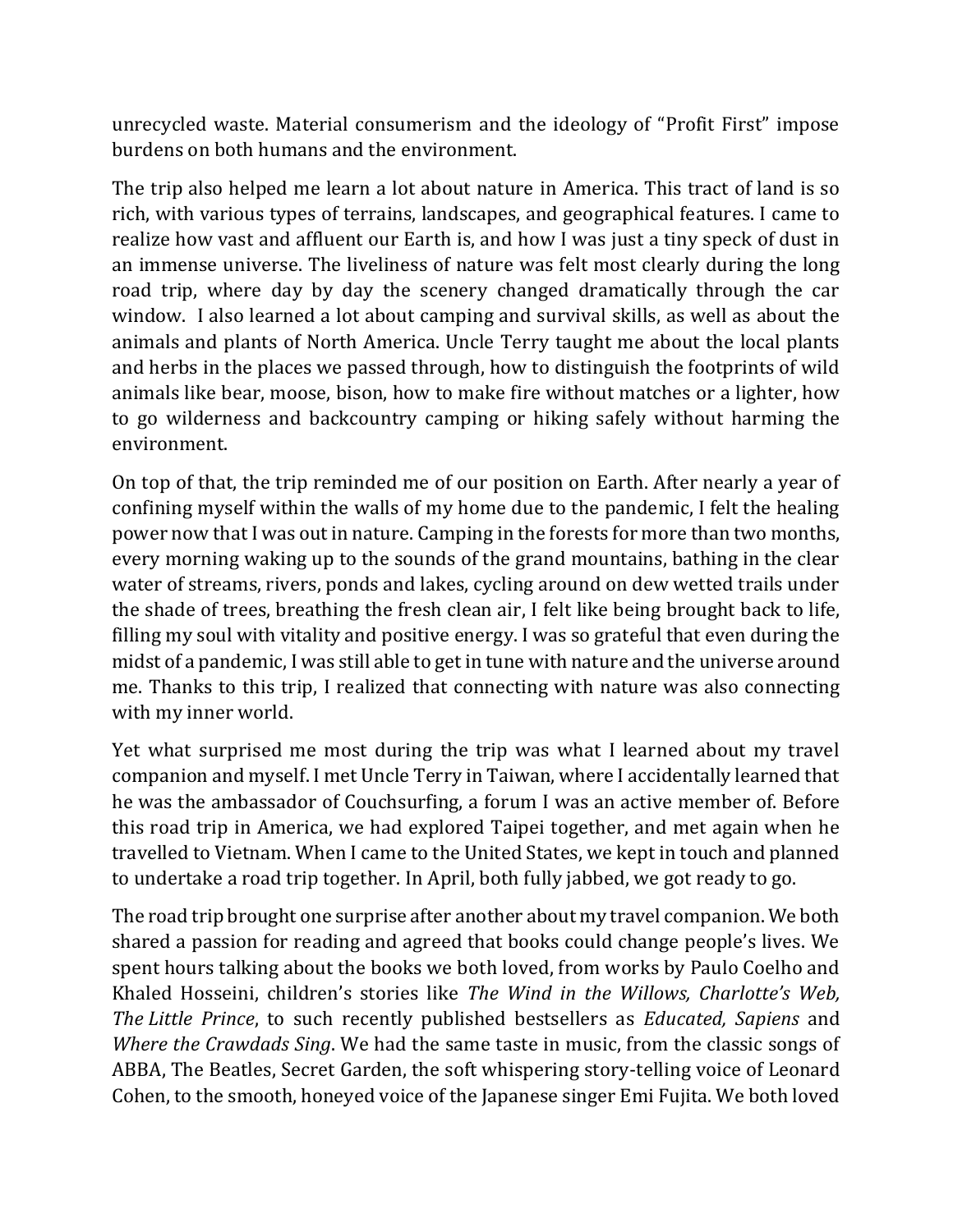unrecycled waste. Material consumerism and the ideology of "Profit First" impose burdens on both humans and the environment.

The trip also helped me learn a lot about nature in America. This tract of land is so rich, with various types of terrains, landscapes, and geographical features. I came to realize how vast and affluent our Earth is, and how I was just a tiny speck of dust in an immense universe. The liveliness of nature was felt most clearly during the long road trip, where day by day the scenery changed dramatically through the car window. I also learned a lot about camping and survival skills, as well as about the animals and plants of North America. Uncle Terry taught me about the local plants and herbs in the places we passed through, how to distinguish the footprints of wild animals like bear, moose, bison, how to make fire without matches or a lighter, how to go wilderness and backcountry camping or hiking safely without harming the environment.

On top of that, the trip reminded me of our position on Earth. After nearly a year of confining myself within the walls of my home due to the pandemic, I felt the healing power now that I was out in nature. Camping in the forests for more than two months, every morning waking up to the sounds of the grand mountains, bathing in the clear water of streams, rivers, ponds and lakes, cycling around on dew wetted trails under the shade of trees, breathing the fresh clean air, I felt like being brought back to life, filling my soul with vitality and positive energy. I was so grateful that even during the midst of a pandemic, I was still able to get in tune with nature and the universe around me. Thanks to this trip, I realized that connecting with nature was also connecting with my inner world.

Yet what surprised me most during the trip was what I learned about my travel companion and myself. I met Uncle Terry in Taiwan, where I accidentally learned that he was the ambassador of Couchsurfing, a forum I was an active member of. Before this road trip in America, we had explored Taipei together, and met again when he travelled to Vietnam. When I came to the United States, we kept in touch and planned to undertake a road trip together. In April, both fully jabbed, we got ready to go.

The road trip brought one surprise after another about my travel companion. We both shared a passion for reading and agreed that books could change people's lives. We spent hours talking about the books we both loved, from works by Paulo Coelho and Khaled Hosseini, children's stories like *The Wind in the Willows, Charlotte's Web, The Little Prince*, to such recently published bestsellers as *Educated, Sapiens* and *Where the Crawdads Sing*. We had the same taste in music, from the classic songs of ABBA, The Beatles, Secret Garden, the soft whispering story-telling voice of Leonard Cohen, to the smooth, honeyed voice of the Japanese singer Emi Fujita. We both loved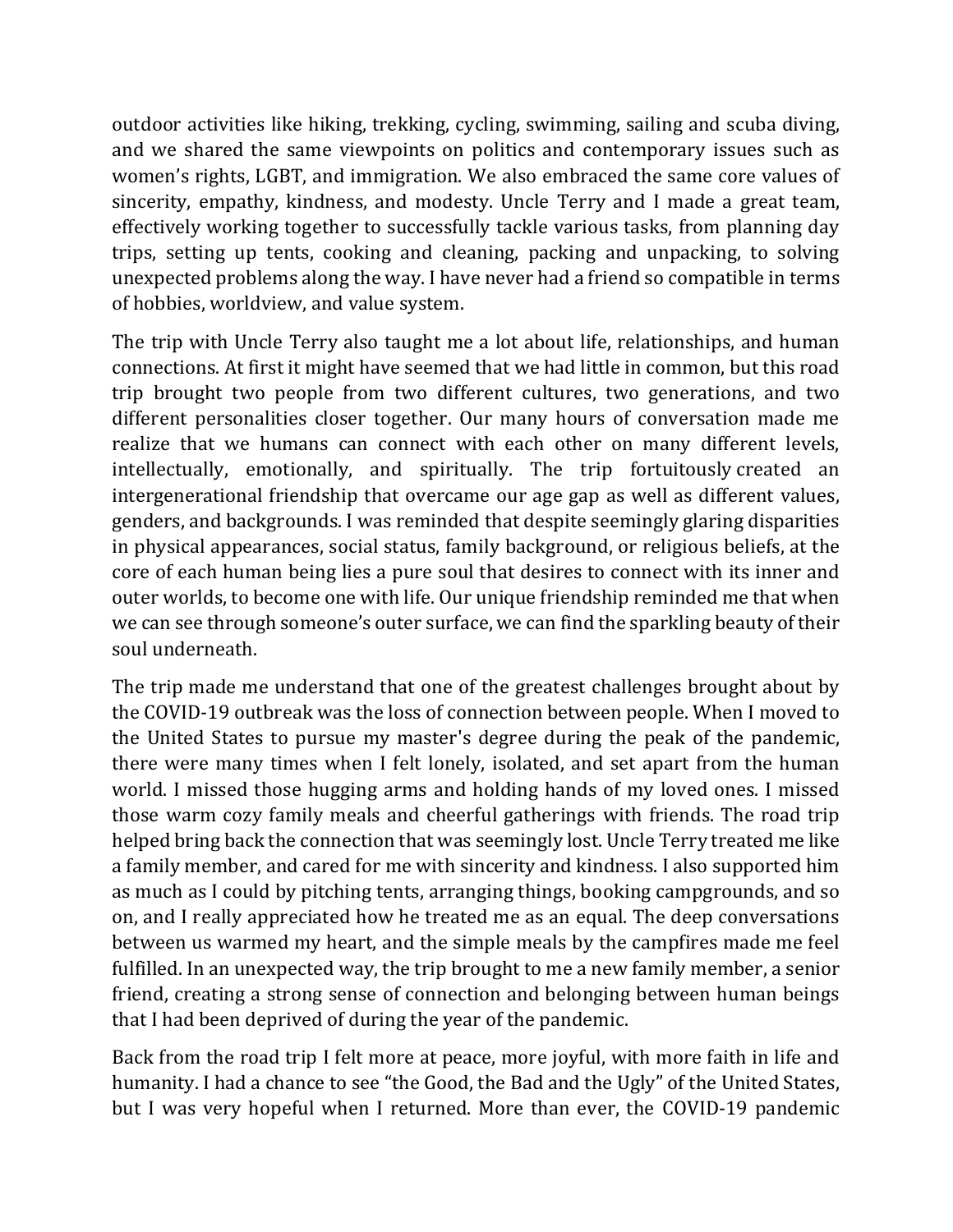outdoor activities like hiking, trekking, cycling, swimming, sailing and scuba diving, and we shared the same viewpoints on politics and contemporary issues such as women's rights, LGBT, and immigration. We also embraced the same core values of sincerity, empathy, kindness, and modesty. Uncle Terry and I made a great team, effectively working together to successfully tackle various tasks, from planning day trips, setting up tents, cooking and cleaning, packing and unpacking, to solving unexpected problems along the way. I have never had a friend so compatible in terms of hobbies, worldview, and value system.

The trip with Uncle Terry also taught me a lot about life, relationships, and human connections. At first it might have seemed that we had little in common, but this road trip brought two people from two different cultures, two generations, and two different personalities closer together. Our many hours of conversation made me realize that we humans can connect with each other on many different levels, intellectually, emotionally, and spiritually. The trip fortuitously created an intergenerational friendship that overcame our age gap as well as different values, genders, and backgrounds. I was reminded that despite seemingly glaring disparities in physical appearances, social status, family background, or religious beliefs, at the core of each human being lies a pure soul that desires to connect with its inner and outer worlds, to become one with life. Our unique friendship reminded me that when we can see through someone's outer surface, we can find the sparkling beauty of their soul underneath.

The trip made me understand that one of the greatest challenges brought about by the COVID-19 outbreak was the loss of connection between people. When I moved to the United States to pursue my master's degree during the peak of the pandemic, there were many times when I felt lonely, isolated, and set apart from the human world. I missed those hugging arms and holding hands of my loved ones. I missed those warm cozy family meals and cheerful gatherings with friends. The road trip helped bring back the connection that was seemingly lost. Uncle Terry treated me like a family member, and cared for me with sincerity and kindness. I also supported him as much as I could by pitching tents, arranging things, booking campgrounds, and so on, and I really appreciated how he treated me as an equal. The deep conversations between us warmed my heart, and the simple meals by the campfires made me feel fulfilled. In an unexpected way, the trip brought to me a new family member, a senior friend, creating a strong sense of connection and belonging between human beings that I had been deprived of during the year of the pandemic.

Back from the road trip I felt more at peace, more joyful, with more faith in life and humanity. I had a chance to see "the Good, the Bad and the Ugly" of the United States, but I was very hopeful when I returned. More than ever, the COVID-19 pandemic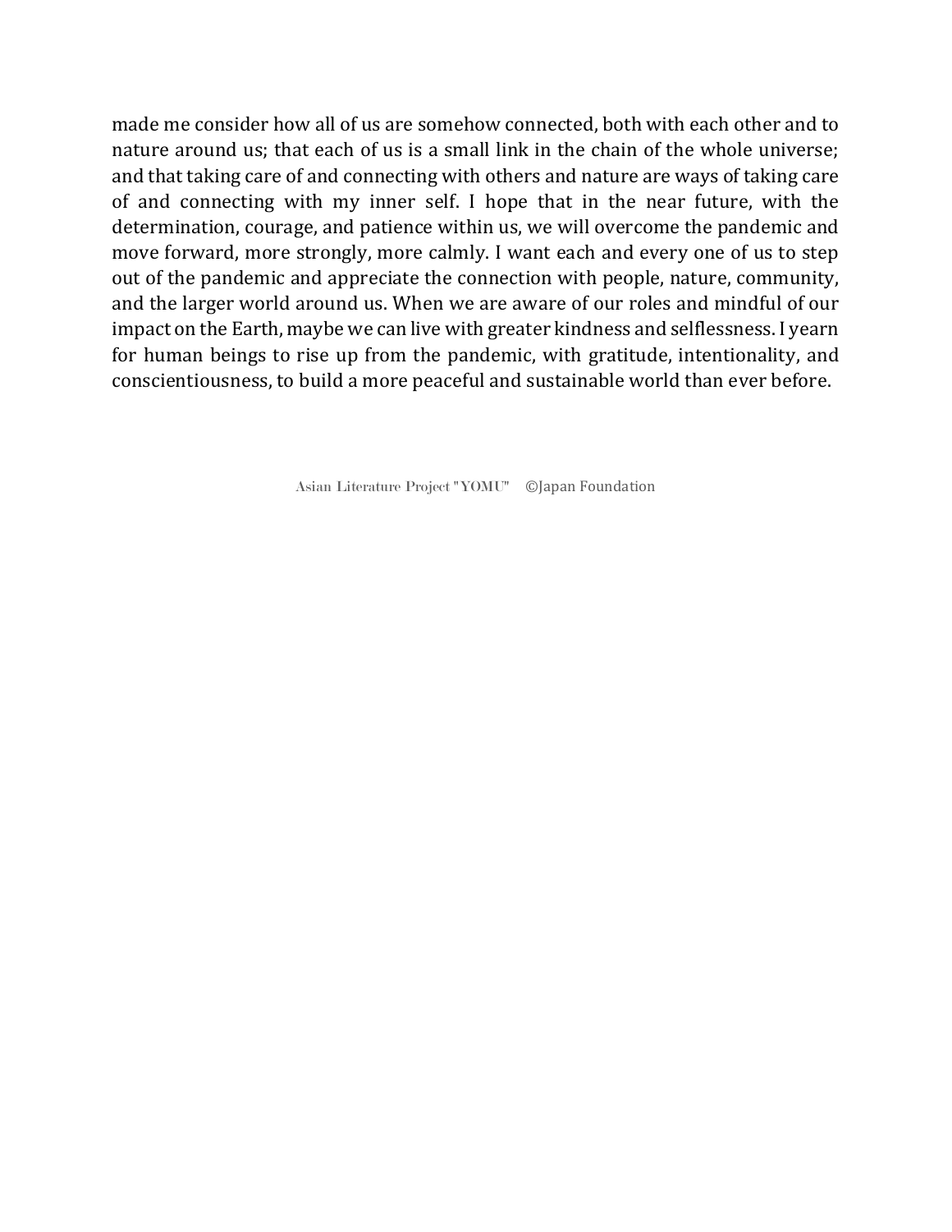made me consider how all of us are somehow connected, both with each other and to nature around us; that each of us is a small link in the chain of the whole universe; and that taking care of and connecting with others and nature are ways of taking care of and connecting with my inner self. I hope that in the near future, with the determination, courage, and patience within us, we will overcome the pandemic and move forward, more strongly, more calmly. I want each and every one of us to step out of the pandemic and appreciate the connection with people, nature, community, and the larger world around us. When we are aware of our roles and mindful of our impact on the Earth, maybe we can live with greater kindness and selflessness. I yearn for human beings to rise up from the pandemic, with gratitude, intentionality, and conscientiousness, to build a more peaceful and sustainable world than ever before.

Asian Literature Project "YOMU" ©Japan Foundation